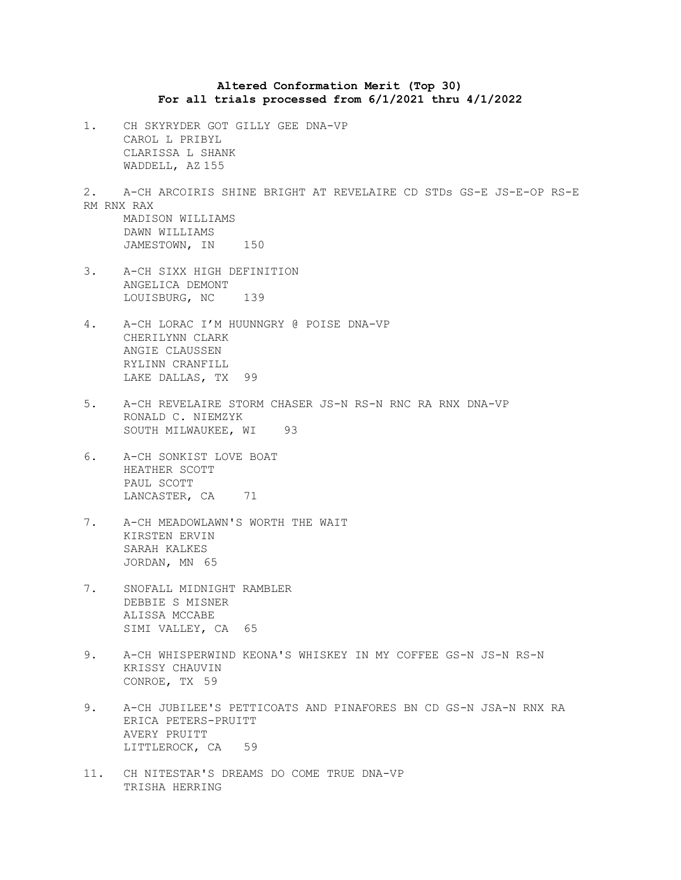**Altered Conformation Merit (Top 30)**
**For all trials processed from 6/1/2021 thru 4/1/2022**

1. CH SKYRYDER GOT GILLY GEE DNA-VP
   CAROL L PRIBYL
   CLARISSA L SHANK
   WADDELL, AZ 155

2. A-CH ARCOIRIS SHINE BRIGHT AT REVELAIRE CD STDs GS-E JS-E-OP RS-E RM RNX RAX
   MADISON WILLIAMS
   DAWN WILLIAMS
   JAMESTOWN, IN 150

3. A-CH SIXX HIGH DEFINITION
   ANGELICA DEMONT
   LOUISBURG, NC 139

4. A-CH LORAC I'M HUUNNGRY @ POISE DNA-VP
   CHERILYNN CLARK
   ANGIE CLAUSSEN
   RYLINN CRANFILL
   LAKE DALLAS, TX 99

5. A-CH REVELAIRE STORM CHASER JS-N RS-N RNC RA RNX DNA-VP
   RONALD C. NIEMZYK
   SOUTH MILWAUKEE, WI 93

6. A-CH SONKIST LOVE BOAT
   HEATHER SCOTT
   PAUL SCOTT
   LANCASTER, CA 71

7. A-CH MEADOWLAWN'S WORTH THE WAIT
   KIRSTEN ERVIN
   SARAH KALKES
   JORDAN, MN 65

7. SNOFALL MIDNIGHT RAMBLER
   DEBBIE S MISNER
   ALISSA MCCABE
   SIMI VALLEY, CA 65

9. A-CH WHISPERWIND KEONA'S WHISKEY IN MY COFFEE GS-N JS-N RS-N
   KRISSY CHAUVIN
   CONROE, TX 59

9. A-CH JUBILEE'S PETTICOATS AND PINAFORES BN CD GS-N JSA-N RNX RA
   ERICA PETERS-PRUITT
   AVERY PRUITT
   LITTLEROCK, CA 59

11. CH NITESTAR'S DREAMS DO COME TRUE DNA-VP
   TRISHA HERRING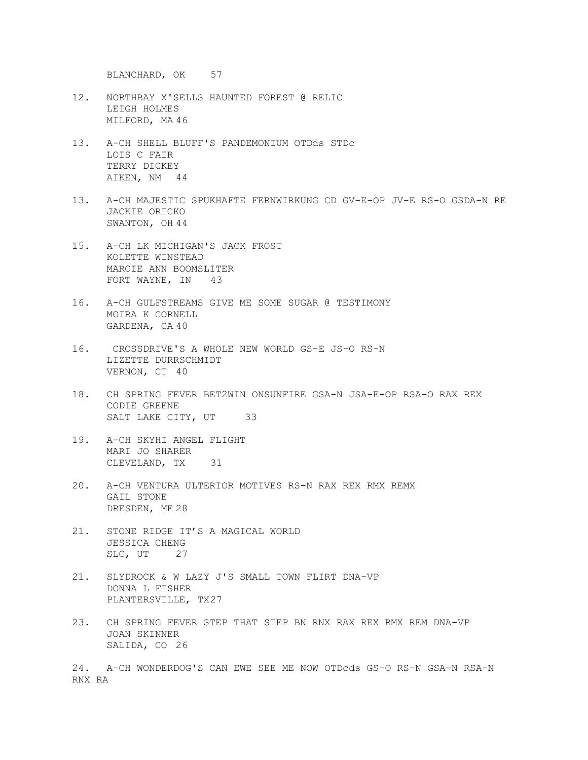BLANCHARD, OK 57

12. NORTHBAY X'SELLS HAUNTED FOREST @ RELIC
    LEIGH HOLMES
    MILFORD, MA 46

13. A-CH SHELL BLUFF'S PANDEMONIUM OTDds STDc
    LOIS C FAIR
    TERRY DICKEY
    AIKEN, NM 44

13. A-CH MAJESTIC SPUKHAFTE FERNWIRKUNG CD GV-E-OP JV-E RS-O GSDA-N RE
    JACKIE ORICKO
    SWANTON, OH 44

15. A-CH LK MICHIGAN'S JACK FROST
    KOLETTE WINSTEAD
    MARCIE ANN BOOMSLITER
    FORT WAYNE, IN 43

16. A-CH GULFSTREAMS GIVE ME SOME SUGAR @ TESTIMONY
    MOIRA K CORNELL
    GARDENA, CA 40

16. CROSSDRIVE'S A WHOLE NEW WORLD GS-E JS-O RS-N
    LIZETTE DURRSCHMIDT
    VERNON, CT 40

18. CH SPRING FEVER BET2WIN ONSUNFIRE GSA-N JSA-E-OP RSA-O RAX REX
    CODIE GREENE
    SALT LAKE CITY, UT 33

19. A-CH SKYHI ANGEL FLIGHT
    MARI JO SHARER
    CLEVELAND, TX 31

20. A-CH VENTURA ULTERIOR MOTIVES RS-N RAX REX RMX REMX
    GAIL STONE
    DRESDEN, ME 28

21. STONE RIDGE IT'S A MAGICAL WORLD
    JESSICA CHENG
    SLC, UT 27

21. SLYDROCK & W LAZY J'S SMALL TOWN FLIRT DNA-VP
    DONNA L FISHER
    PLANTERSVILLE, TX 27

23. CH SPRING FEVER STEP THAT STEP BN RNX RAX REX RMX REM DNA-VP
    JOAN SKINNER
    SALIDA, CO 26

24. A-CH WONDERDOG'S CAN EWE SEE ME NOW OTDcds GS-O RS-N GSA-N RSA-N RNX RA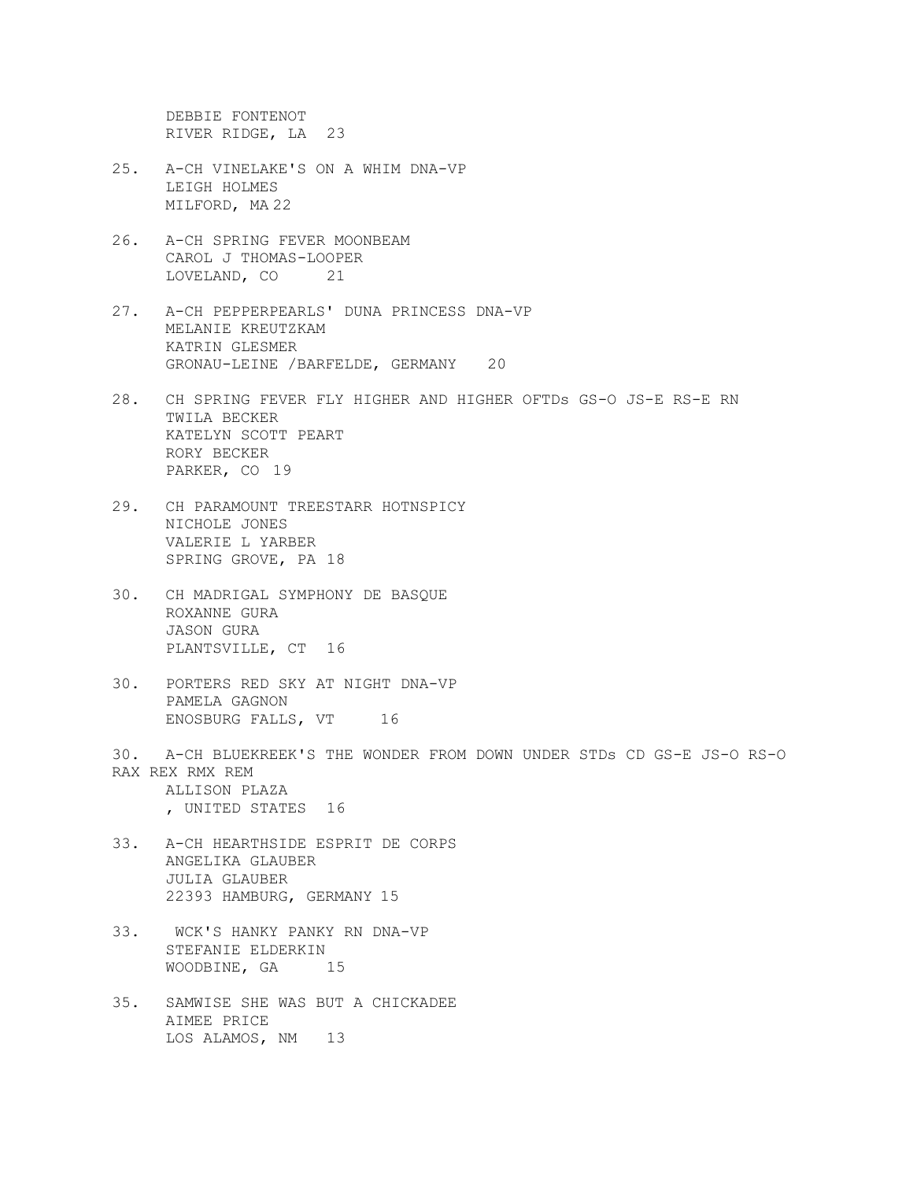DEBBIE FONTENOT
RIVER RIDGE, LA 23

25. A-CH VINELAKE'S ON A WHIM DNA-VP
LEIGH HOLMES
MILFORD, MA 22

26. A-CH SPRING FEVER MOONBEAM
CAROL J THOMAS-LOOPER
LOVELAND, CO 21

27. A-CH PEPPERPEARLS' DUNA PRINCESS DNA-VP
MELANIE KREUTZKAM
KATRIN GLESMER
GRONAU-LEINE /BARFELDE, GERMANY 20

28. CH SPRING FEVER FLY HIGHER AND HIGHER OFTDs GS-O JS-E RS-E RN
TWILA BECKER
KATELYN SCOTT PEART
RORY BECKER
PARKER, CO 19

29. CH PARAMOUNT TREESTARR HOTNSPICY
NICHOLE JONES
VALERIE L YARBER
SPRING GROVE, PA 18

30. CH MADRIGAL SYMPHONY DE BASQUE
ROXANNE GURA
JASON GURA
PLANTSVILLE, CT 16

30. PORTERS RED SKY AT NIGHT DNA-VP
PAMELA GAGNON
ENOSBURG FALLS, VT 16

30. A-CH BLUEKREEK'S THE WONDER FROM DOWN UNDER STDs CD GS-E JS-O RS-O RAX REX RMX REM
ALLISON PLAZA
, UNITED STATES 16

33. A-CH HEARTHSIDE ESPRIT DE CORPS
ANGELIKA GLAUBER
JULIA GLAUBER
22393 HAMBURG, GERMANY 15

33. WCK'S HANKY PANKY RN DNA-VP
STEFANIE ELDERKIN
WOODBINE, GA 15

35. SAMWISE SHE WAS BUT A CHICKADEE
AIMEE PRICE
LOS ALAMOS, NM 13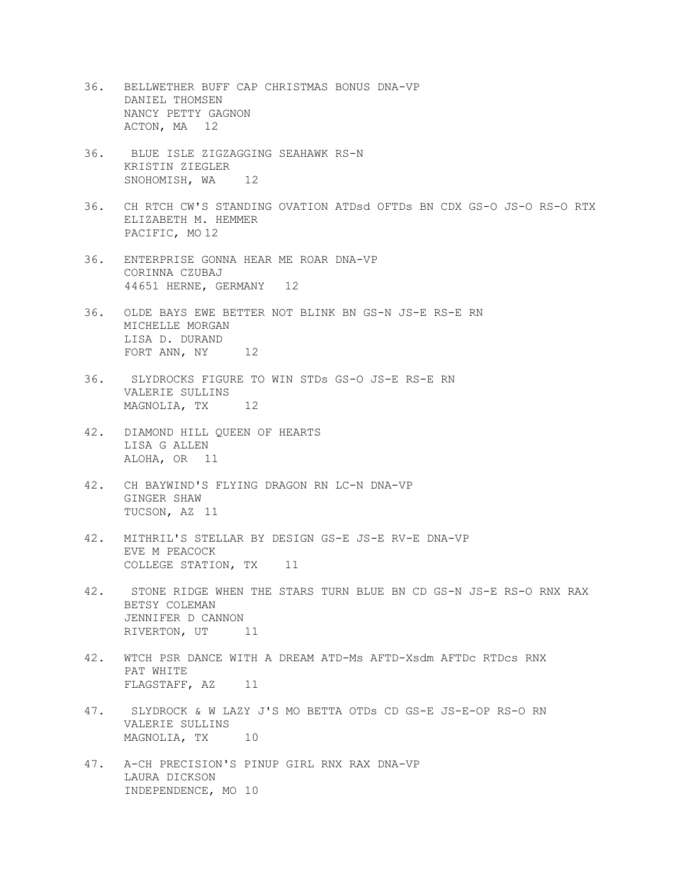36. BELLWETHER BUFF CAP CHRISTMAS BONUS DNA-VP
    DANIEL THOMSEN
    NANCY PETTY GAGNON
    ACTON, MA 12

36. BLUE ISLE ZIGZAGGING SEAHAWK RS-N
    KRISTIN ZIEGLER
    SNOHOMISH, WA 12

36. CH RTCH CW'S STANDING OVATION ATDsd OFTDs BN CDX GS-O JS-O RS-O RTX
    ELIZABETH M. HEMMER
    PACIFIC, MO 12

36. ENTERPRISE GONNA HEAR ME ROAR DNA-VP
    CORINNA CZUBAJ
    44651 HERNE, GERMANY 12

36. OLDE BAYS EWE BETTER NOT BLINK BN GS-N JS-E RS-E RN
    MICHELLE MORGAN
    LISA D. DURAND
    FORT ANN, NY 12

36. SLYDROCKS FIGURE TO WIN STDs GS-O JS-E RS-E RN
    VALERIE SULLINS
    MAGNOLIA, TX 12

42. DIAMOND HILL QUEEN OF HEARTS
    LISA G ALLEN
    ALOHA, OR 11

42. CH BAYWIND'S FLYING DRAGON RN LC-N DNA-VP
    GINGER SHAW
    TUCSON, AZ 11

42. MITHRIL'S STELLAR BY DESIGN GS-E JS-E RV-E DNA-VP
    EVE M PEACOCK
    COLLEGE STATION, TX 11

42. STONE RIDGE WHEN THE STARS TURN BLUE BN CD GS-N JS-E RS-O RNX RAX
    BETSY COLEMAN
    JENNIFER D CANNON
    RIVERTON, UT 11

42. WTCH PSR DANCE WITH A DREAM ATD-Ms AFTD-Xsdm AFTDc RTDcs RNX
    PAT WHITE
    FLAGSTAFF, AZ 11

47. SLYDROCK & W LAZY J'S MO BETTA OTDs CD GS-E JS-E-OP RS-O RN
    VALERIE SULLINS
    MAGNOLIA, TX 10

47. A-CH PRECISION'S PINUP GIRL RNX RAX DNA-VP
    LAURA DICKSON
    INDEPENDENCE, MO 10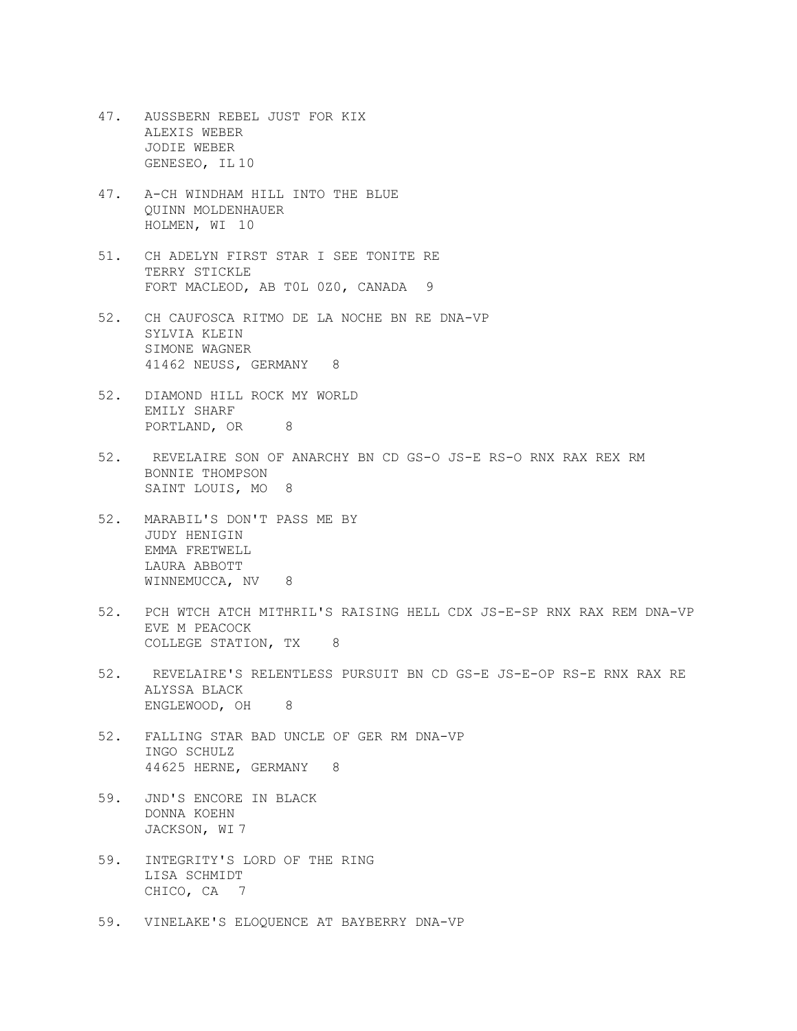47. AUSSBERN REBEL JUST FOR KIX
    ALEXIS WEBER
    JODIE WEBER
    GENESEO, IL 10

47. A-CH WINDHAM HILL INTO THE BLUE
    QUINN MOLDENHAUER
    HOLMEN, WI 10

51. CH ADELYN FIRST STAR I SEE TONITE RE
    TERRY STICKLE
    FORT MACLEOD, AB T0L 0Z0, CANADA 9

52. CH CAUFOSCA RITMO DE LA NOCHE BN RE DNA-VP
    SYLVIA KLEIN
    SIMONE WAGNER
    41462 NEUSS, GERMANY 8

52. DIAMOND HILL ROCK MY WORLD
    EMILY SHARF
    PORTLAND, OR 8

52. REVELAIRE SON OF ANARCHY BN CD GS-O JS-E RS-O RNX RAX REX RM
    BONNIE THOMPSON
    SAINT LOUIS, MO 8

52. MARABIL'S DON'T PASS ME BY
    JUDY HENIGIN
    EMMA FRETWELL
    LAURA ABBOTT
    WINNEMUCCA, NV 8

52. PCH WTCH ATCH MITHRIL'S RAISING HELL CDX JS-E-SP RNX RAX REM DNA-VP
    EVE M PEACOCK
    COLLEGE STATION, TX 8

52. REVELAIRE'S RELENTLESS PURSUIT BN CD GS-E JS-E-OP RS-E RNX RAX RE
    ALYSSA BLACK
    ENGLEWOOD, OH 8

52. FALLING STAR BAD UNCLE OF GER RM DNA-VP
    INGO SCHULZ
    44625 HERNE, GERMANY 8

59. JND'S ENCORE IN BLACK
    DONNA KOEHN
    JACKSON, WI 7

59. INTEGRITY'S LORD OF THE RING
    LISA SCHMIDT
    CHICO, CA 7

59. VINELAKE'S ELOQUENCE AT BAYBERRY DNA-VP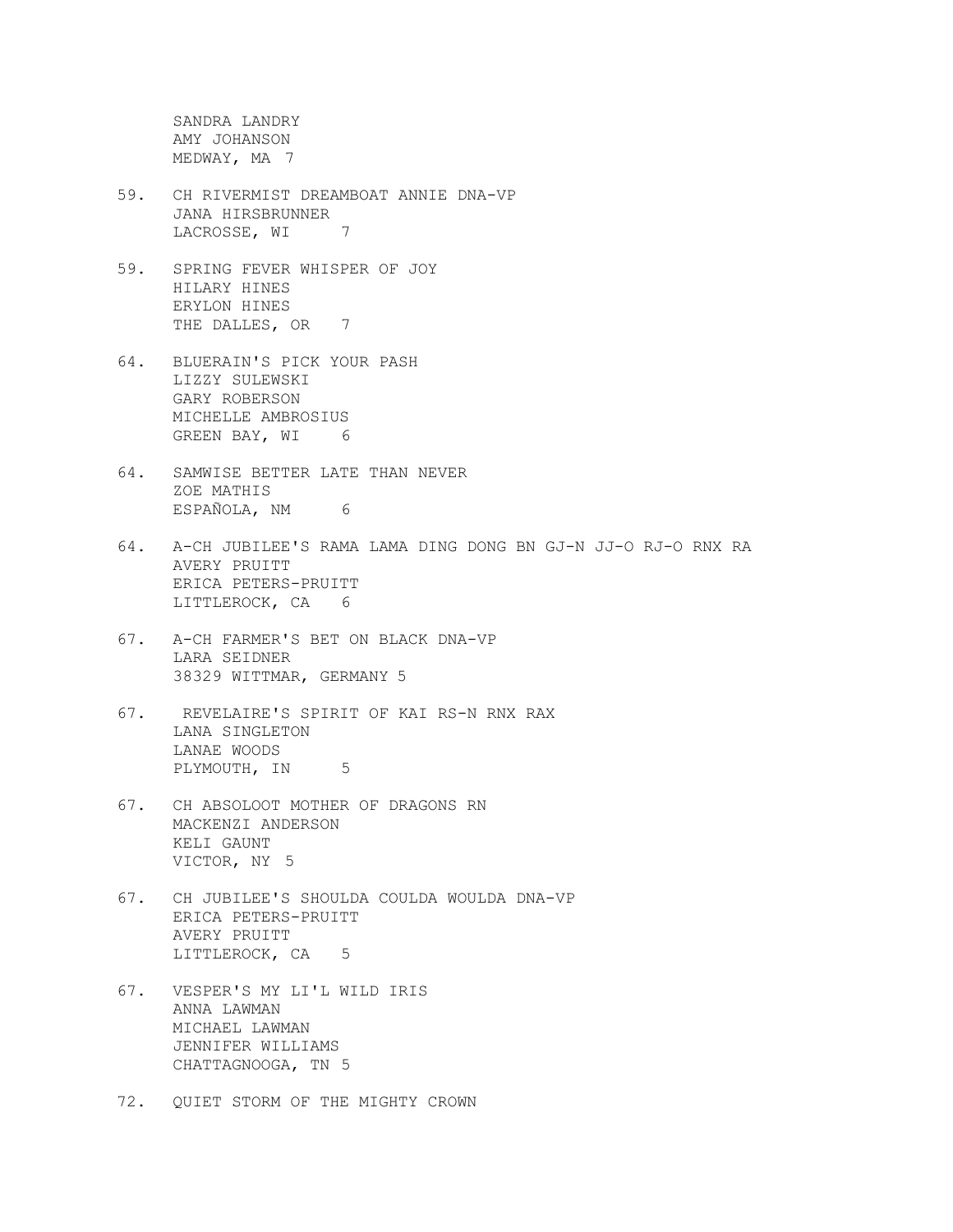SANDRA LANDRY
AMY JOHANSON
MEDWAY, MA 7

59. CH RIVERMIST DREAMBOAT ANNIE DNA-VP
JANA HIRSBRUNNER
LACROSSE, WI 7

59. SPRING FEVER WHISPER OF JOY
HILARY HINES
ERYLON HINES
THE DALLES, OR 7

64. BLUERAIN'S PICK YOUR PASH
LIZZY SULEWSKI
GARY ROBERSON
MICHELLE AMBROSIUS
GREEN BAY, WI 6

64. SAMWISE BETTER LATE THAN NEVER
ZOE MATHIS
ESPAÑOLA, NM 6

64. A-CH JUBILEE'S RAMA LAMA DING DONG BN GJ-N JJ-O RJ-O RNX RA
AVERY PRUITT
ERICA PETERS-PRUITT
LITTLEROCK, CA 6

67. A-CH FARMER'S BET ON BLACK DNA-VP
LARA SEIDNER
38329 WITTMAR, GERMANY 5

67. REVELAIRE'S SPIRIT OF KAI RS-N RNX RAX
LANA SINGLETON
LANAE WOODS
PLYMOUTH, IN 5

67. CH ABSOLOOT MOTHER OF DRAGONS RN
MACKENZI ANDERSON
KELI GAUNT
VICTOR, NY 5

67. CH JUBILEE'S SHOULDA COULDA WOULDA DNA-VP
ERICA PETERS-PRUITT
AVERY PRUITT
LITTLEROCK, CA 5

67. VESPER'S MY LI'L WILD IRIS
ANNA LAWMAN
MICHAEL LAWMAN
JENNIFER WILLIAMS
CHATTAGNOOGA, TN 5

72. QUIET STORM OF THE MIGHTY CROWN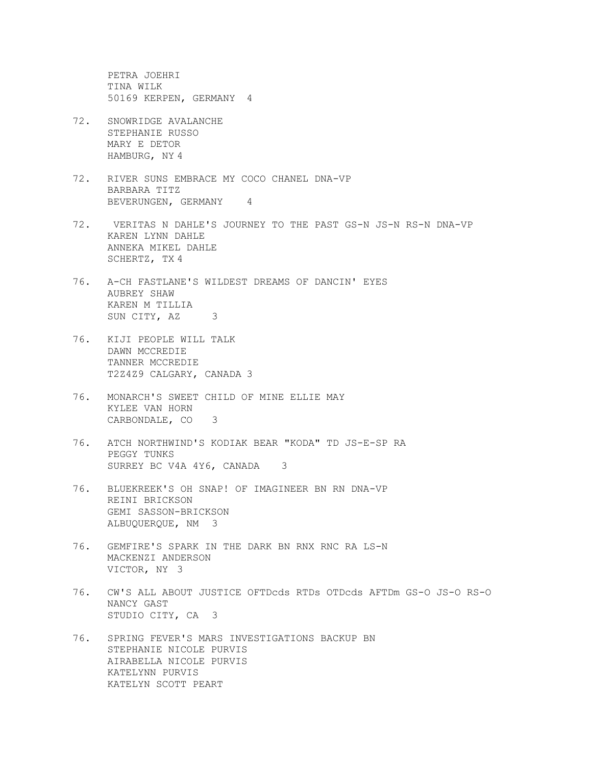PETRA JOEHRI
TINA WILK
50169 KERPEN, GERMANY 4

72. SNOWRIDGE AVALANCHE
    STEPHANIE RUSSO
    MARY E DETOR
    HAMBURG, NY 4

72. RIVER SUNS EMBRACE MY COCO CHANEL DNA-VP
    BARBARA TITZ
    BEVERUNGEN, GERMANY 4

72. VERITAS N DAHLE'S JOURNEY TO THE PAST GS-N JS-N RS-N DNA-VP
    KAREN LYNN DAHLE
    ANNEKA MIKEL DAHLE
    SCHERTZ, TX 4

76. A-CH FASTLANE'S WILDEST DREAMS OF DANCIN' EYES
    AUBREY SHAW
    KAREN M TILLIA
    SUN CITY, AZ 3

76. KIJI PEOPLE WILL TALK
    DAWN MCCREDIE
    TANNER MCCREDIE
    T2Z4Z9 CALGARY, CANADA 3

76. MONARCH'S SWEET CHILD OF MINE ELLIE MAY
    KYLEE VAN HORN
    CARBONDALE, CO 3

76. ATCH NORTHWIND'S KODIAK BEAR "KODA" TD JS-E-SP RA
    PEGGY TUNKS
    SURREY BC V4A 4Y6, CANADA 3

76. BLUEKREEK'S OH SNAP! OF IMAGINEER BN RN DNA-VP
    REINI BRICKSON
    GEMI SASSON-BRICKSON
    ALBUQUERQUE, NM 3

76. GEMFIRE'S SPARK IN THE DARK BN RNX RNC RA LS-N
    MACKENZI ANDERSON
    VICTOR, NY 3

76. CW'S ALL ABOUT JUSTICE OFTDcds RTDs OTDcds AFTDm GS-O JS-O RS-O
    NANCY GAST
    STUDIO CITY, CA 3

76. SPRING FEVER'S MARS INVESTIGATIONS BACKUP BN
    STEPHANIE NICOLE PURVIS
    AIRABELLA NICOLE PURVIS
    KATELYNN PURVIS
    KATELYN SCOTT PEART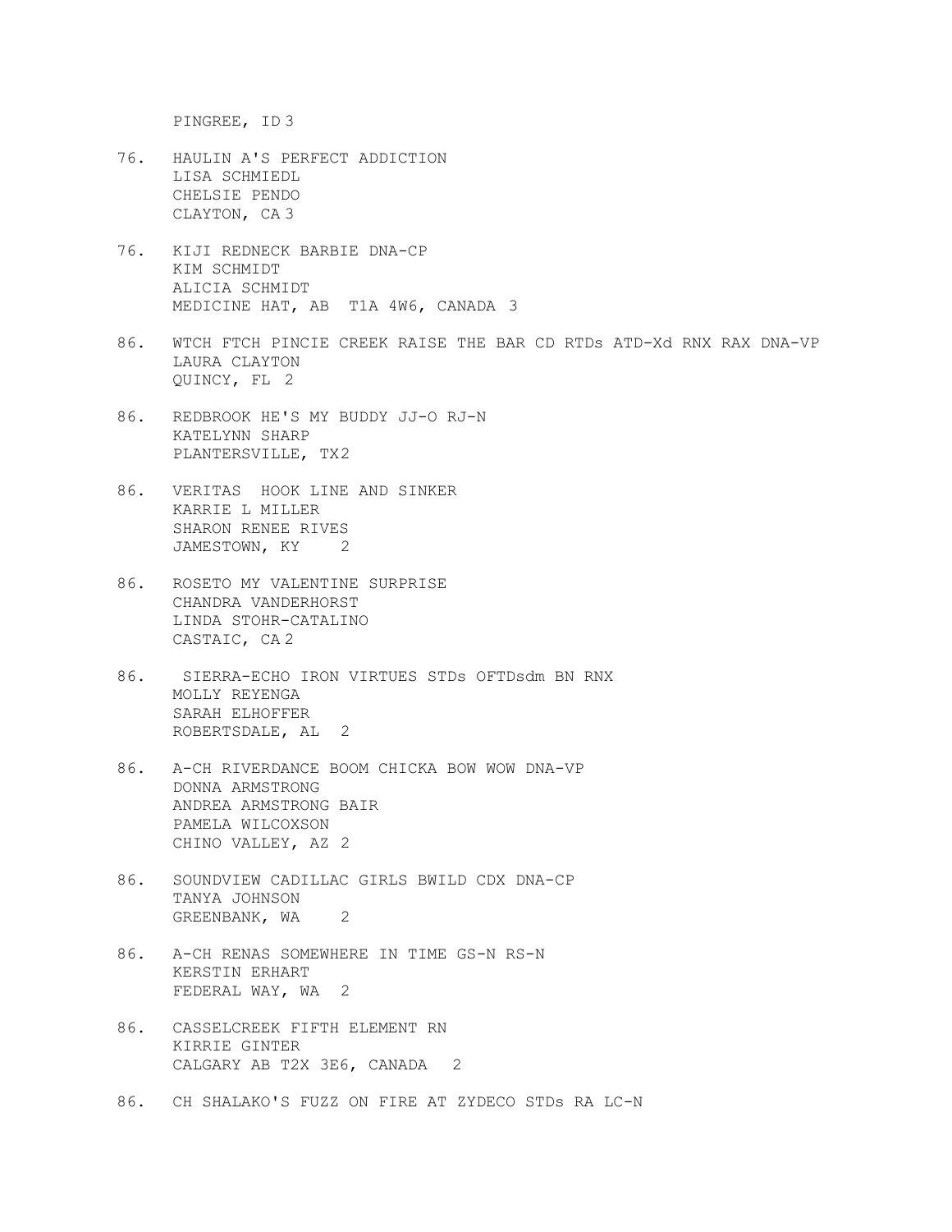PINGREE, ID 3

76. HAULIN A'S PERFECT ADDICTION
    LISA SCHMIEDL
    CHELSIE PENDO
    CLAYTON, CA 3

76. KIJI REDNECK BARBIE DNA-CP
    KIM SCHMIDT
    ALICIA SCHMIDT
    MEDICINE HAT, AB T1A 4W6, CANADA 3

86. WTCH FTCH PINCIE CREEK RAISE THE BAR CD RTDs ATD-Xd RNX RAX DNA-VP
    LAURA CLAYTON
    QUINCY, FL 2

86. REDBROOK HE'S MY BUDDY JJ-O RJ-N
    KATELYNN SHARP
    PLANTERSVILLE, TX 2

86. VERITAS HOOK LINE AND SINKER
    KARRIE L MILLER
    SHARON RENEE RIVES
    JAMESTOWN, KY 2

86. ROSETO MY VALENTINE SURPRISE
    CHANDRA VANDERHORST
    LINDA STOHR-CATALINO
    CASTAIC, CA 2

86. SIERRA-ECHO IRON VIRTUES STDs OFTDsdm BN RNX
    MOLLY REYENGA
    SARAH ELHOFFER
    ROBERTSDALE, AL 2

86. A-CH RIVERDANCE BOOM CHICKA BOW WOW DNA-VP
    DONNA ARMSTRONG
    ANDREA ARMSTRONG BAIR
    PAMELA WILCOXSON
    CHINO VALLEY, AZ 2

86. SOUNDVIEW CADILLAC GIRLS BWILD CDX DNA-CP
    TANYA JOHNSON
    GREENBANK, WA 2

86. A-CH RENAS SOMEWHERE IN TIME GS-N RS-N
    KERSTIN ERHART
    FEDERAL WAY, WA 2

86. CASSELCREEK FIFTH ELEMENT RN
    KIRRIE GINTER
    CALGARY AB T2X 3E6, CANADA 2

86. CH SHALAKO'S FUZZ ON FIRE AT ZYDECO STDs RA LC-N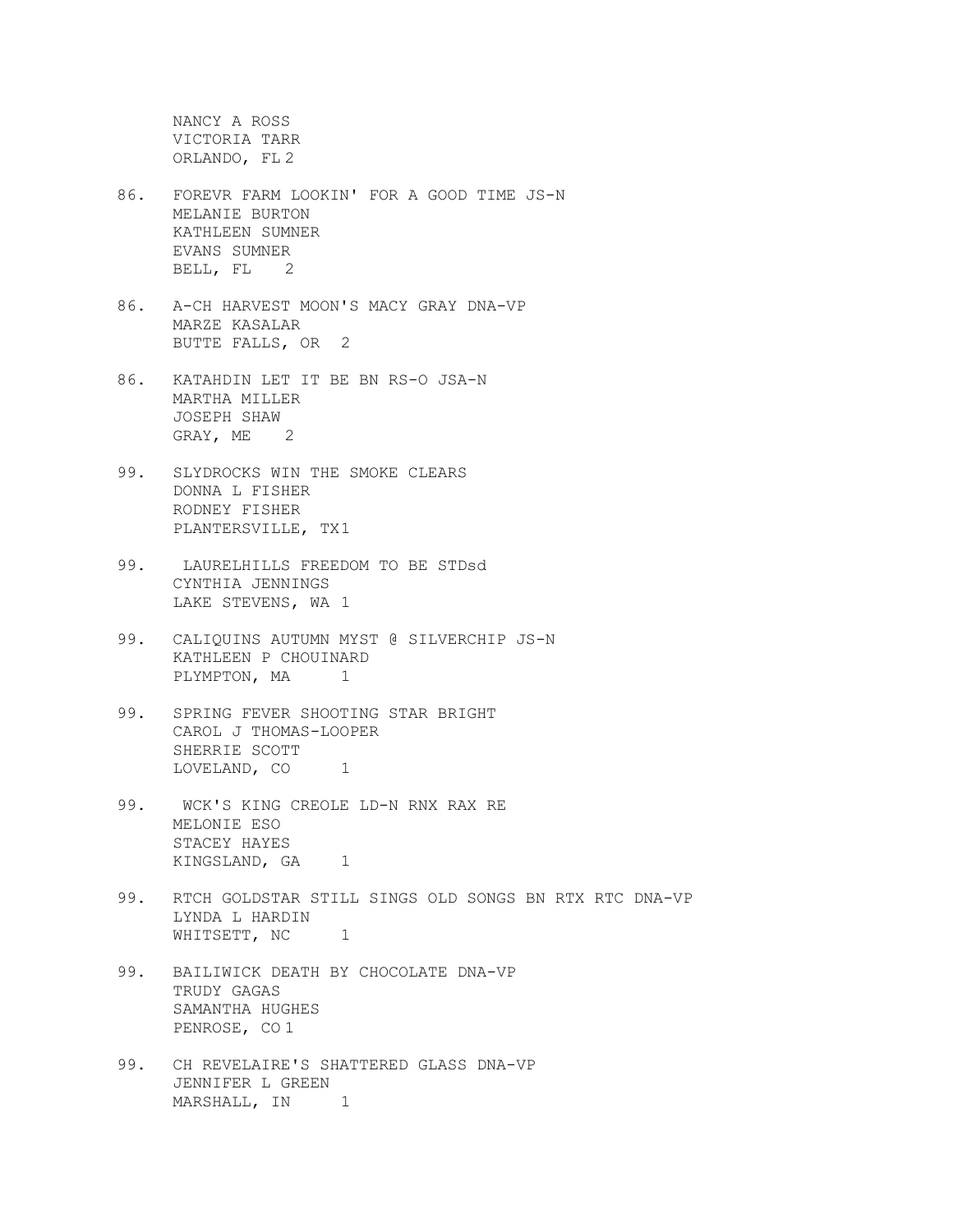NANCY A ROSS
VICTORIA TARR
ORLANDO, FL 2

86. FOREVR FARM LOOKIN' FOR A GOOD TIME JS-N
MELANIE BURTON
KATHLEEN SUMNER
EVANS SUMNER
BELL, FL 2

86. A-CH HARVEST MOON'S MACY GRAY DNA-VP
MARZE KASALAR
BUTTE FALLS, OR 2

86. KATAHDIN LET IT BE BN RS-O JSA-N
MARTHA MILLER
JOSEPH SHAW
GRAY, ME 2

99. SLYDROCKS WIN THE SMOKE CLEARS
DONNA L FISHER
RODNEY FISHER
PLANTERSVILLE, TX 1

99. LAURELHILLS FREEDOM TO BE STDsd
CYNTHIA JENNINGS
LAKE STEVENS, WA 1

99. CALIQUINS AUTUMN MYST @ SILVERCHIP JS-N
KATHLEEN P CHOUINARD
PLYMPTON, MA 1

99. SPRING FEVER SHOOTING STAR BRIGHT
CAROL J THOMAS-LOOPER
SHERRIE SCOTT
LOVELAND, CO 1

99. WCK'S KING CREOLE LD-N RNX RAX RE
MELONIE ESO
STACEY HAYES
KINGSLAND, GA 1

99. RTCH GOLDSTAR STILL SINGS OLD SONGS BN RTX RTC DNA-VP
LYNDA L HARDIN
WHITSETT, NC 1

99. BAILIWICK DEATH BY CHOCOLATE DNA-VP
TRUDY GAGAS
SAMANTHA HUGHES
PENROSE, CO 1

99. CH REVELAIRE'S SHATTERED GLASS DNA-VP
JENNIFER L GREEN
MARSHALL, IN 1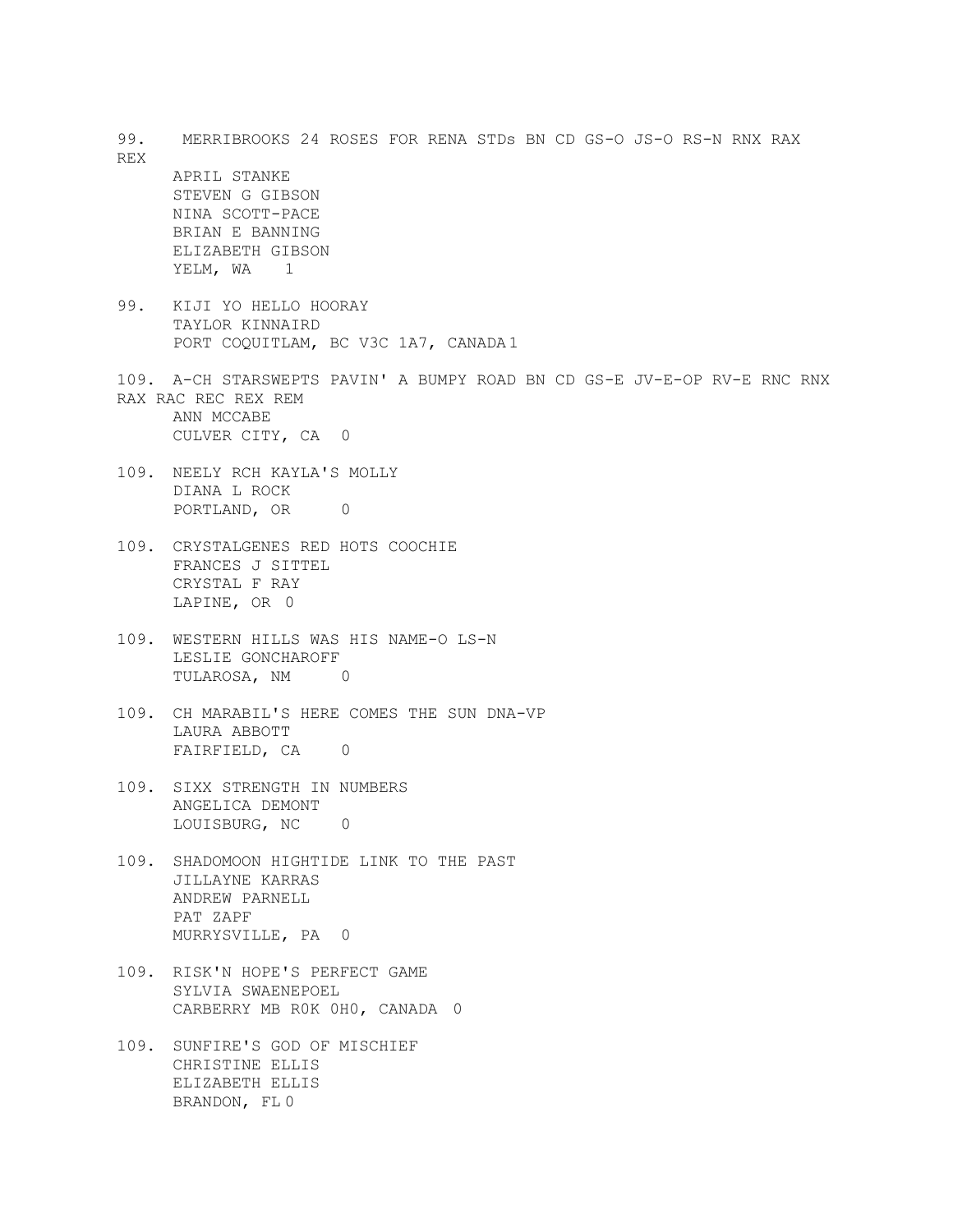99. MERRIBROOKS 24 ROSES FOR RENA STDs BN CD GS-O JS-O RS-N RNX RAX REX
APRIL STANKE
STEVEN G GIBSON
NINA SCOTT-PACE
BRIAN E BANNING
ELIZABETH GIBSON
YELM, WA 1

99. KIJI YO HELLO HOORAY
TAYLOR KINNAIRD
PORT COQUITLAM, BC V3C 1A7, CANADA 1

109. A-CH STARSWEPTS PAVIN' A BUMPY ROAD BN CD GS-E JV-E-OP RV-E RNC RNX RAX RAC REC REX REM
ANN MCCABE
CULVER CITY, CA 0

109. NEELY RCH KAYLA'S MOLLY
DIANA L ROCK
PORTLAND, OR 0

109. CRYSTALGENES RED HOTS COOCHIE
FRANCES J SITTEL
CRYSTAL F RAY
LAPINE, OR 0

109. WESTERN HILLS WAS HIS NAME-O LS-N
LESLIE GONCHAROFF
TULAROSA, NM 0

109. CH MARABIL'S HERE COMES THE SUN DNA-VP
LAURA ABBOTT
FAIRFIELD, CA 0

109. SIXX STRENGTH IN NUMBERS
ANGELICA DEMONT
LOUISBURG, NC 0

109. SHADOMOON HIGHTIDE LINK TO THE PAST
JILLAYNE KARRAS
ANDREW PARNELL
PAT ZAPF
MURRYSVILLE, PA 0

109. RISK'N HOPE'S PERFECT GAME
SYLVIA SWAENEPOEL
CARBERRY MB R0K 0H0, CANADA 0

109. SUNFIRE'S GOD OF MISCHIEF
CHRISTINE ELLIS
ELIZABETH ELLIS
BRANDON, FL 0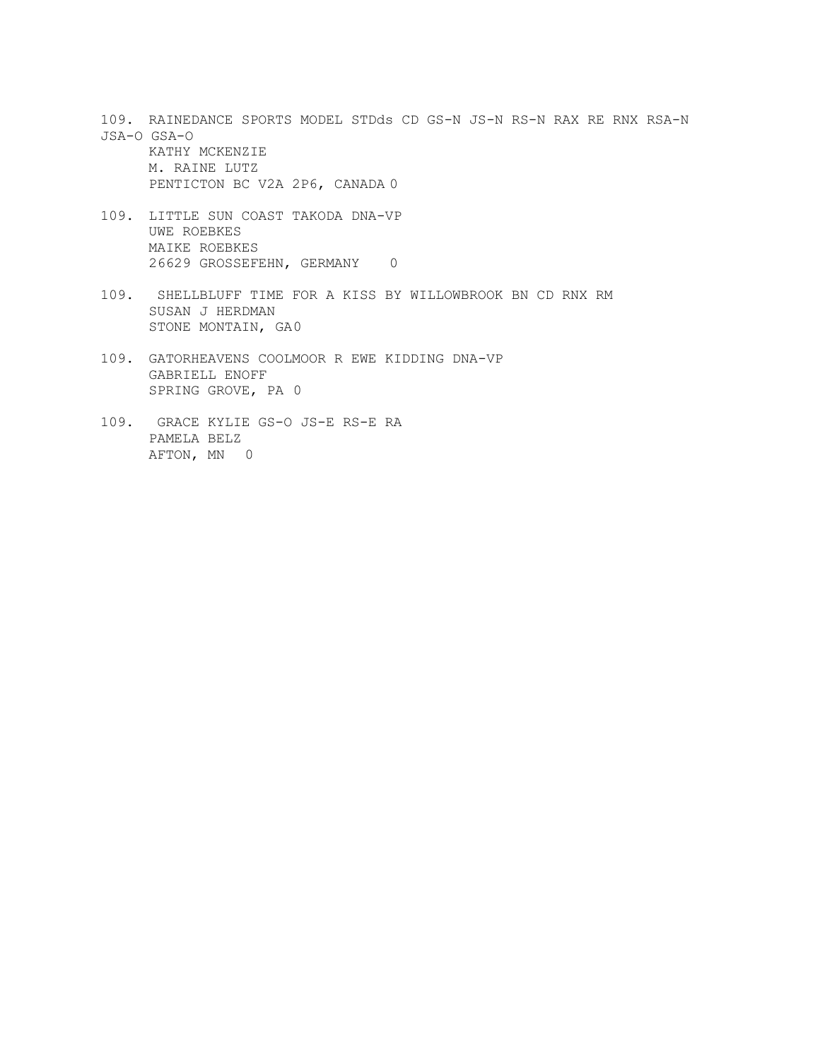109. RAINEDANCE SPORTS MODEL STDds CD GS-N JS-N RS-N RAX RE RNX RSA-N JSA-O GSA-O
KATHY MCKENZIE
M. RAINE LUTZ
PENTICTON BC V2A 2P6, CANADA 0

109. LITTLE SUN COAST TAKODA DNA-VP
UWE ROEBKES
MAIKE ROEBKES
26629 GROSSEFEHN, GERMANY 0

109. SHELLBLUFF TIME FOR A KISS BY WILLOWBROOK BN CD RNX RM
SUSAN J HERDMAN
STONE MONTAIN, GA 0

109. GATORHEAVENS COOLMOOR R EWE KIDDING DNA-VP
GABRIELL ENOFF
SPRING GROVE, PA 0

109. GRACE KYLIE GS-O JS-E RS-E RA
PAMELA BELZ
AFTON, MN 0